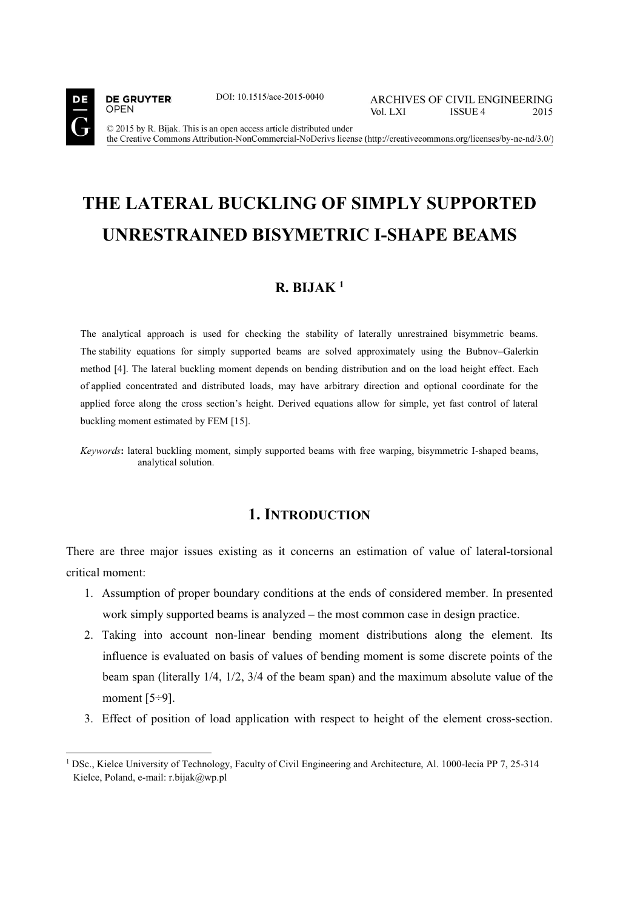DE GRUYTER OPEN

DOI: 10.1515/ace-2015-0040

ARCHIVES OF CIVIL ENGINEERING
Vol. LXI ISSUE 4 2015

© 2015 by R. Bijak. This is an open access article distributed under the Creative Commons Attribution-NonCommercial-NoDerivs license (http://creativecommons.org/licenses/by-nc-nd/3.0/)

# THE LATERAL BUCKLING OF SIMPLY SUPPORTED UNRESTRAINED BISYMETRIC I-SHAPE BEAMS

**R. BIJAK** [1]

The analytical approach is used for checking the stability of laterally unrestrained bisymmetric beams. The stability equations for simply supported beams are solved approximately using the Bubnov–Galerkin method [4]. The lateral buckling moment depends on bending distribution and on the load height effect. Each of applied concentrated and distributed loads, may have arbitrary direction and optional coordinate for the applied force along the cross section's height. Derived equations allow for simple, yet fast control of lateral buckling moment estimated by FEM [15].

*Keywords*: lateral buckling moment, simply supported beams with free warping, bisymmetric I-shaped beams, analytical solution.

## 1. INTRODUCTION

There are three major issues existing as it concerns an estimation of value of lateral-torsional critical moment:

1. Assumption of proper boundary conditions at the ends of considered member. In presented work simply supported beams is analyzed – the most common case in design practice.
2. Taking into account non-linear bending moment distributions along the element. Its influence is evaluated on basis of values of bending moment is some discrete points of the beam span (literally 1/4, 1/2, 3/4 of the beam span) and the maximum absolute value of the moment [5÷9].
3. Effect of position of load application with respect to height of the element cross-section.

[1] DSc., Kielce University of Technology, Faculty of Civil Engineering and Architecture, Al. 1000-lecia PP 7, 25-314 Kielce, Poland, e-mail: r.bijak@wp.pl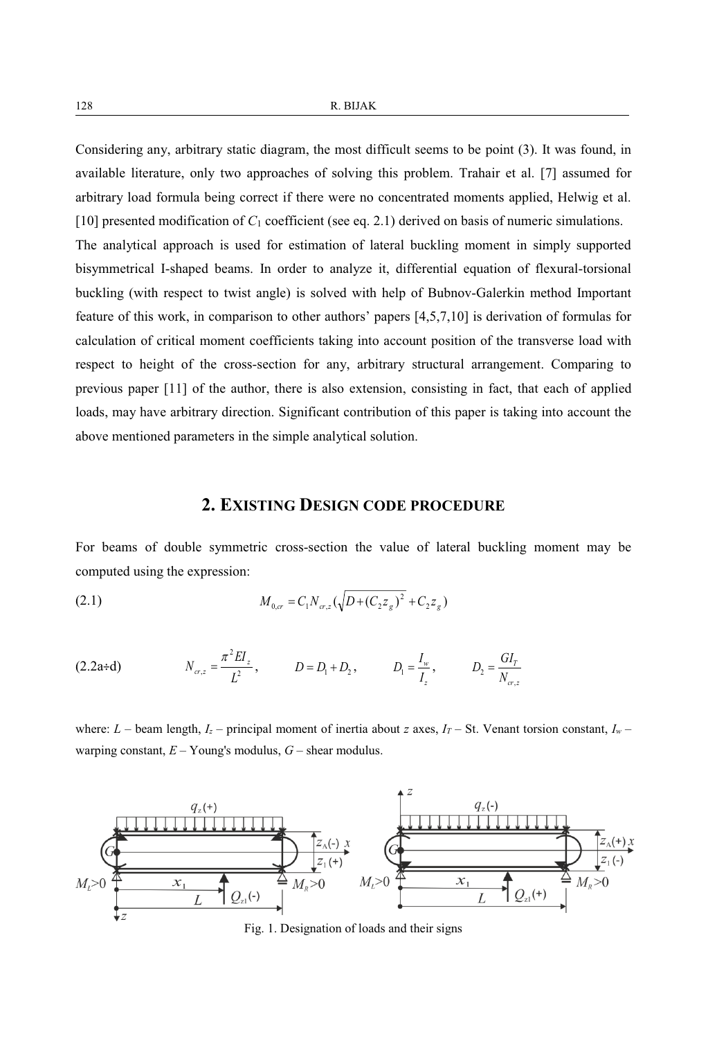Considering any, arbitrary static diagram, the most difficult seems to be point (3). It was found, in available literature, only two approaches of solving this problem. Trahair et al. [7] assumed for arbitrary load formula being correct if there were no concentrated moments applied, Helwig et al. [10] presented modification of $C_1$ coefficient (see eq. 2.1) derived on basis of numeric simulations.

The analytical approach is used for estimation of lateral buckling moment in simply supported bisymmetrical I-shaped beams. In order to analyze it, differential equation of flexural-torsional buckling (with respect to twist angle) is solved with help of Bubnov-Galerkin method Important feature of this work, in comparison to other authors' papers [4,5,7,10] is derivation of formulas for calculation of critical moment coefficients taking into account position of the transverse load with respect to height of the cross-section for any, arbitrary structural arrangement. Comparing to previous paper [11] of the author, there is also extension, consisting in fact, that each of applied loads, may have arbitrary direction. Significant contribution of this paper is taking into account the above mentioned parameters in the simple analytical solution.

## 2. Existing Design code procedure

For beams of double symmetric cross-section the value of lateral buckling moment may be computed using the expression:

(2.1)
$$M_{0,cr} = C_1 N_{cr,z} \left( \sqrt{D + (C_2 z_g)^2} + C_2 z_g \right)$$

(2.2a÷d)
$$N_{cr,z} = \frac{\pi^2 E I_z}{L^2}, \qquad D = D_1 + D_2, \qquad D_1 = \frac{I_w}{I_z}, \qquad D_2 = \frac{G I_T}{N_{cr,z}}$$

where: $L$ – beam length, $I_z$ – principal moment of inertia about $z$ axes, $I_T$ – St. Venant torsion constant, $I_w$ – warping constant, $E$ – Young's modulus, $G$ – shear modulus.

Fig. 1. Designation of loads and their signs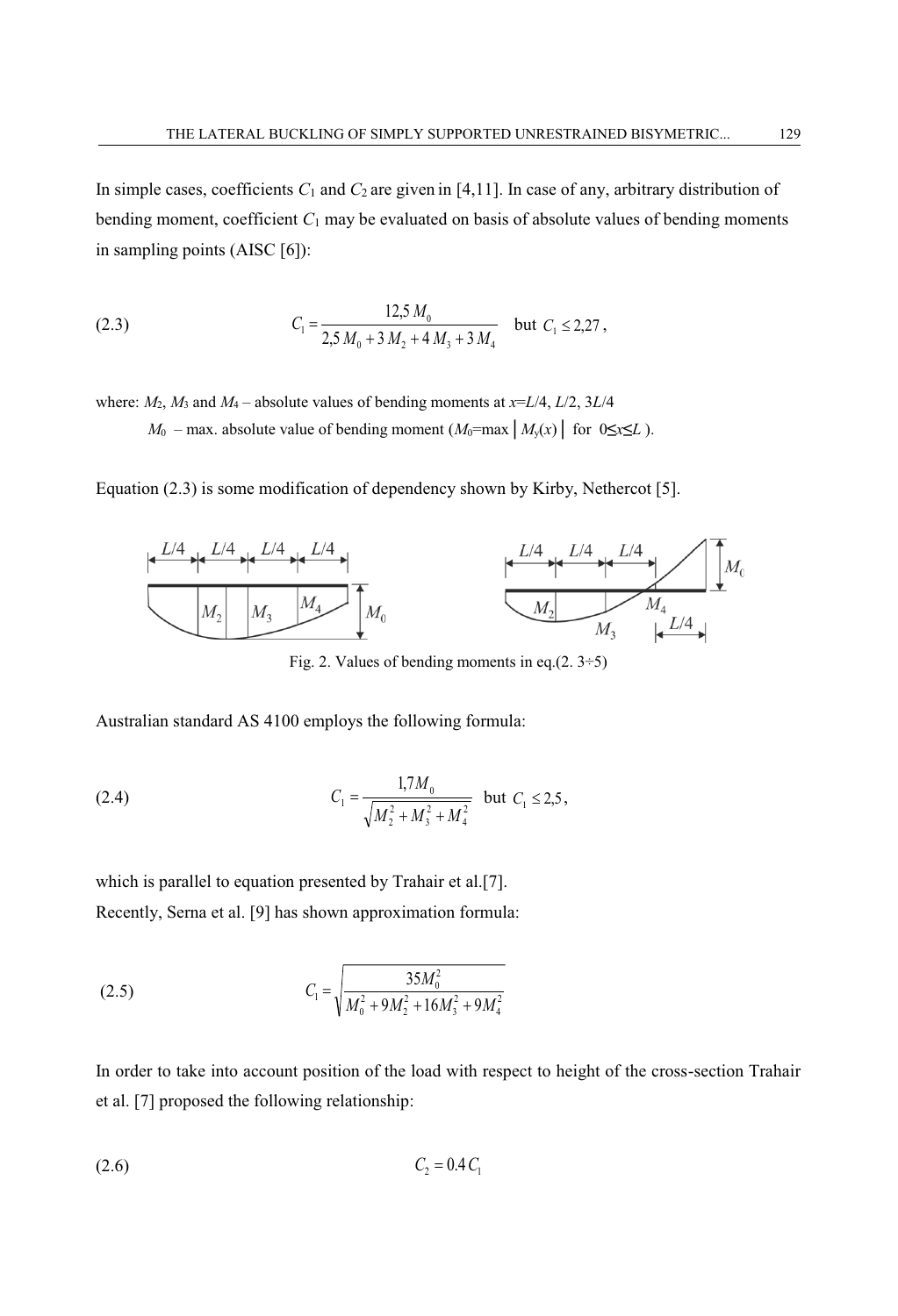In simple cases, coefficients $C_1$ and $C_2$ are given in [4,11]. In case of any, arbitrary distribution of bending moment, coefficient $C_1$ may be evaluated on basis of absolute values of bending moments in sampling points (AISC [6]):

$$C_1 = \frac{12{,}5\, M_0}{2{,}5\, M_0 + 3\, M_2 + 4\, M_3 + 3\, M_4} \quad \text{but } C_1 \leq 2{,}27\,, \tag{2.3}$$

where: $M_2$, $M_3$ and $M_4$ – absolute values of bending moments at $x$=$L$/4, $L$/2, 3$L$/4

$M_0$ – max. absolute value of bending moment ($M_0$=max $|M_y(x)|$ for $0 \leq x \leq L$ ).

Equation (2.3) is some modification of dependency shown by Kirby, Nethercot [5].

Fig. 2. Values of bending moments in eq.(2. 3÷5)

Australian standard AS 4100 employs the following formula:

$$C_1 = \frac{1{,}7 M_0}{\sqrt{M_2^2 + M_3^2 + M_4^2}} \quad \text{but } C_1 \leq 2{,}5\,, \tag{2.4}$$

which is parallel to equation presented by Trahair et al.[7].

Recently, Serna et al. [9] has shown approximation formula:

$$C_1 = \sqrt{\frac{35 M_0^2}{M_0^2 + 9M_2^2 + 16M_3^2 + 9M_4^2}} \tag{2.5}$$

In order to take into account position of the load with respect to height of the cross-section Trahair et al. [7] proposed the following relationship:

$$C_2 = 0.4\, C_1 \tag{2.6}$$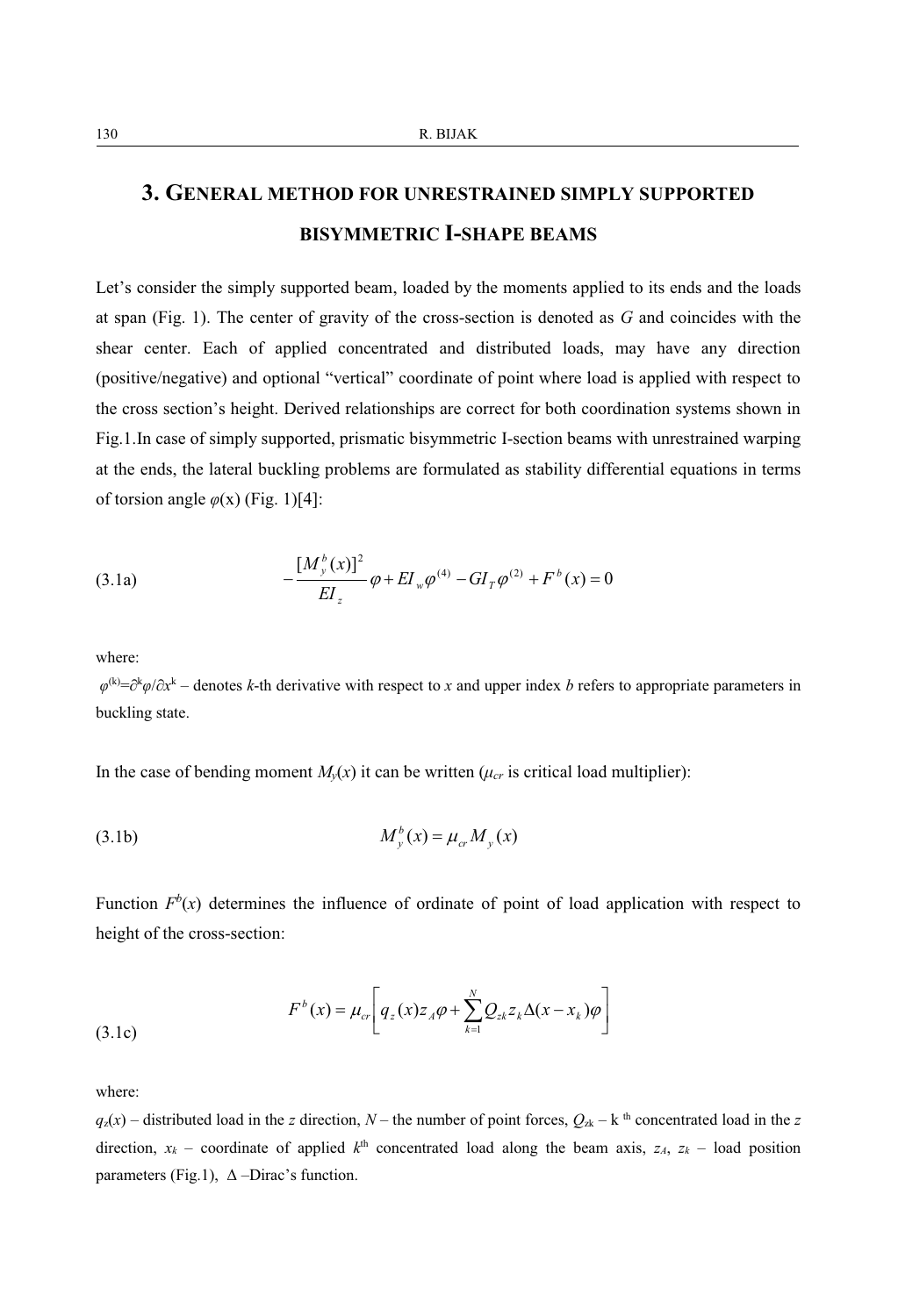## 3. General method for unrestrained simply supported bisymmetric I-shape beams

Let's consider the simply supported beam, loaded by the moments applied to its ends and the loads at span (Fig. 1). The center of gravity of the cross-section is denoted as $G$ and coincides with the shear center. Each of applied concentrated and distributed loads, may have any direction (positive/negative) and optional "vertical" coordinate of point where load is applied with respect to the cross section's height. Derived relationships are correct for both coordination systems shown in Fig.1.In case of simply supported, prismatic bisymmetric I-section beams with unrestrained warping at the ends, the lateral buckling problems are formulated as stability differential equations in terms of torsion angle $\varphi(x)$ (Fig. 1)[4]:

$$-\frac{[M_y^b(x)]^2}{EI_z}\varphi + EI_w\varphi^{(4)} - GI_T\varphi^{(2)} + F^b(x) = 0 \tag{3.1a}$$

where:

$\varphi^{(k)}=\partial^k\varphi/\partial x^k$ – denotes $k$-th derivative with respect to $x$ and upper index $b$ refers to appropriate parameters in buckling state.

In the case of bending moment $M_y(x)$ it can be written ($\mu_{cr}$ is critical load multiplier):

$$M_y^b(x) = \mu_{cr} M_y(x) \tag{3.1b}$$

Function $F^b(x)$ determines the influence of ordinate of point of load application with respect to height of the cross-section:

$$F^b(x) = \mu_{cr}\left[q_z(x)z_A\varphi + \sum_{k=1}^{N} Q_{zk} z_k \Delta(x - x_k)\varphi\right] \tag{3.1c}$$

where:

$q_z(x)$ – distributed load in the $z$ direction, $N$ – the number of point forces, $Q_{zk}$ – k th concentrated load in the $z$ direction, $x_k$ – coordinate of applied $k^{th}$ concentrated load along the beam axis, $z_A$, $z_k$ – load position parameters (Fig.1), $\Delta$ –Dirac's function.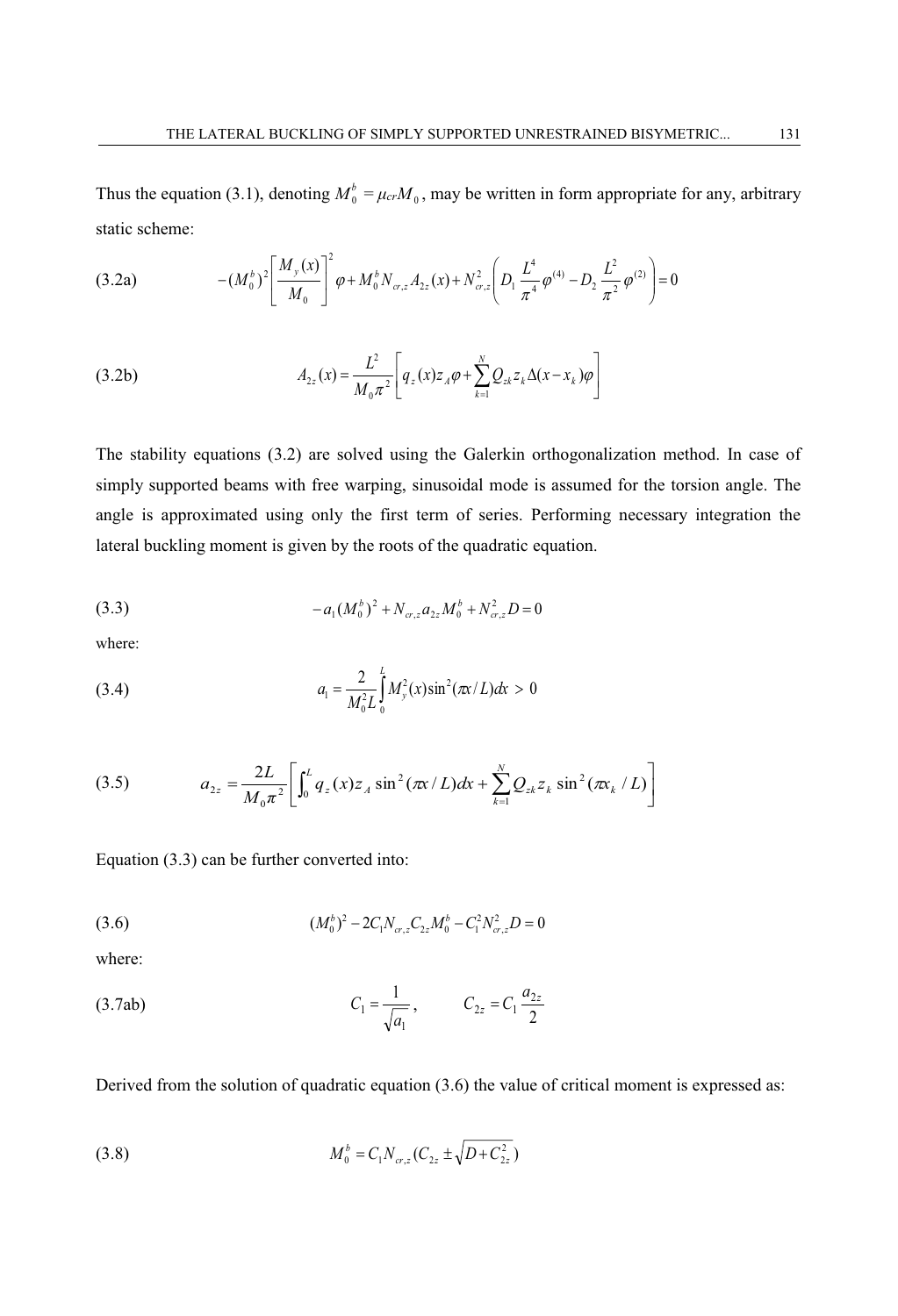Thus the equation (3.1), denoting $M_0^b = \mu_{cr} M_0$, may be written in form appropriate for any, arbitrary static scheme:

$$-(M_0^b)^2 \left[\frac{M_y(x)}{M_0}\right]^2 \varphi + M_0^b N_{cr,z} A_{2z}(x) + N_{cr,z}^2 \left( D_1 \frac{L^4}{\pi^4} \varphi^{(4)} - D_2 \frac{L^2}{\pi^2} \varphi^{(2)} \right) = 0 \tag{3.2a}$$

$$A_{2z}(x) = \frac{L^2}{M_0 \pi^2} \left[ q_z(x) z_A \varphi + \sum_{k=1}^{N} Q_{zk} z_k \Delta(x - x_k) \varphi \right] \tag{3.2b}$$

The stability equations (3.2) are solved using the Galerkin orthogonalization method. In case of simply supported beams with free warping, sinusoidal mode is assumed for the torsion angle. The angle is approximated using only the first term of series. Performing necessary integration the lateral buckling moment is given by the roots of the quadratic equation.

$$-a_1 (M_0^b)^2 + N_{cr,z} a_{2z} M_0^b + N_{cr,z}^2 D = 0 \tag{3.3}$$

where:

$$a_1 = \frac{2}{M_0^2 L} \int_0^L M_y^2(x) \sin^2(\pi x / L) dx > 0 \tag{3.4}$$

$$a_{2z} = \frac{2L}{M_0 \pi^2} \left[ \int_0^L q_z(x) z_A \sin^2(\pi x / L) dx + \sum_{k=1}^{N} Q_{zk} z_k \sin^2(\pi x_k / L) \right] \tag{3.5}$$

Equation (3.3) can be further converted into:

$$(M_0^b)^2 - 2 C_1 N_{cr,z} C_{2z} M_0^b - C_1^2 N_{cr,z}^2 D = 0 \tag{3.6}$$

where:

$$C_1 = \frac{1}{\sqrt{a_1}}, \qquad C_{2z} = C_1 \frac{a_{2z}}{2} \tag{3.7ab}$$

Derived from the solution of quadratic equation (3.6) the value of critical moment is expressed as:

$$M_0^b = C_1 N_{cr,z} (C_{2z} \pm \sqrt{D + C_{2z}^2}) \tag{3.8}$$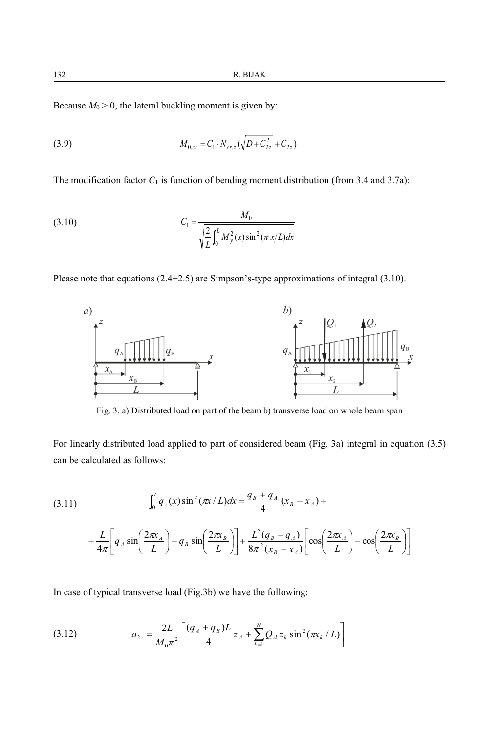Because $M_0 > 0$, the lateral buckling moment is given by:

$$M_{0,cr} = C_1 \cdot N_{cr,z}\left(\sqrt{D + C_{2z}^2} + C_{2z}\right) \tag{3.9}$$

The modification factor $C_1$ is function of bending moment distribution (from 3.4 and 3.7a):

$$C_1 = \frac{M_0}{\sqrt{\frac{2}{L}\int_0^L M_y^2(x)\sin^2(\pi\, x/L)dx}} \tag{3.10}$$

Please note that equations (2.4÷2.5) are Simpson's-type approximations of integral (3.10).

Fig. 3. a) Distributed load on part of the beam b) transverse load on whole beam span

For linearly distributed load applied to part of considered beam (Fig. 3a) integral in equation (3.5) can be calculated as follows:

$$\int_0^L q_z(x)\sin^2(\pi x/L)dx = \frac{q_B + q_A}{4}(x_B - x_A) + \tag{3.11}$$

$$+\frac{L}{4\pi}\left[q_A \sin\left(\frac{2\pi x_A}{L}\right) - q_B \sin\left(\frac{2\pi x_B}{L}\right)\right] + \frac{L^2(q_B - q_A)}{8\pi^2(x_B - x_A)}\left[\cos\left(\frac{2\pi x_A}{L}\right) - \cos\left(\frac{2\pi x_B}{L}\right)\right]$$

In case of typical transverse load (Fig.3b) we have the following:

$$a_{2z} = \frac{2L}{M_0\pi^2}\left[\frac{(q_A + q_B)L}{4}z_A + \sum_{k=1}^{N} Q_{zk} z_k \sin^2(\pi x_k / L)\right] \tag{3.12}$$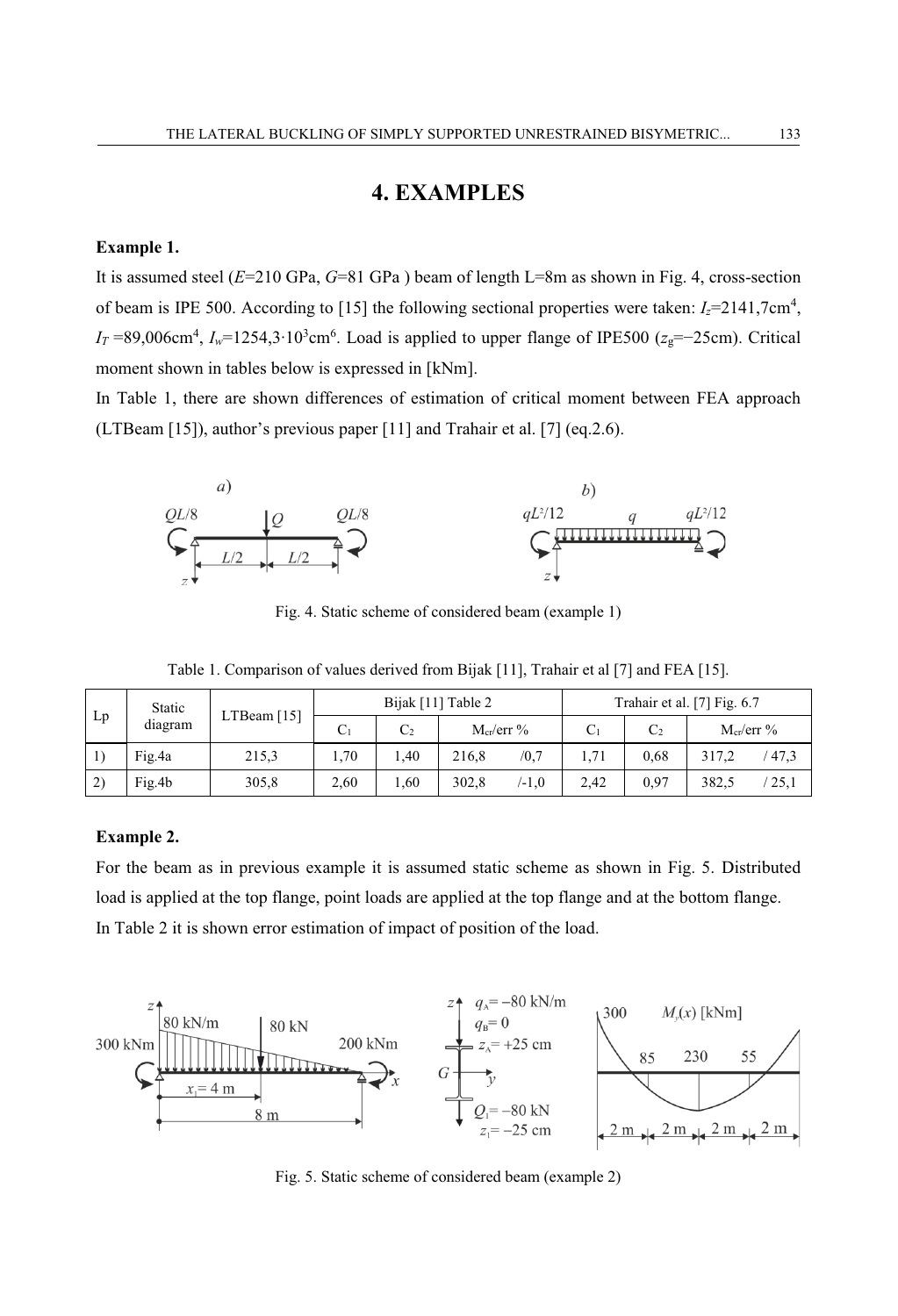# 4. EXAMPLES

**Example 1.**

It is assumed steel ($E$=210 GPa, $G$=81 GPa ) beam of length L=8m as shown in Fig. 4, cross-section of beam is IPE 500. According to [15] the following sectional properties were taken: $I_z$=2141,7cm$^4$, $I_T$ =89,006cm$^4$, $I_w$=1254,3·10$^3$cm$^6$. Load is applied to upper flange of IPE500 ($z_g$=−25cm). Critical moment shown in tables below is expressed in [kNm].

In Table 1, there are shown differences of estimation of critical moment between FEA approach (LTBeam [15]), author's previous paper [11] and Trahair et al. [7] (eq.2.6).

Fig. 4. Static scheme of considered beam (example 1)

Table 1. Comparison of values derived from Bijak [11], Trahair et al [7] and FEA [15].

| Lp | Static diagram | LTBeam [15] | Bijak [11] Table 2 | | | Trahair et al. [7] Fig. 6.7 | | |
|---|---|---|---|---|---|---|---|---|
| | | | $C_1$ | $C_2$ | $M_{cr}$/err % | $C_1$ | $C_2$ | $M_{cr}$/err % |
| 1) | Fig.4a | 215,3 | 1,70 | 1,40 | 216,8 /0,7 | 1,71 | 0,68 | 317,2 / 47,3 |
| 2) | Fig.4b | 305,8 | 2,60 | 1,60 | 302,8 /-1,0 | 2,42 | 0,97 | 382,5 / 25,1 |

**Example 2.**

For the beam as in previous example it is assumed static scheme as shown in Fig. 5. Distributed load is applied at the top flange, point loads are applied at the top flange and at the bottom flange.

In Table 2 it is shown error estimation of impact of position of the load.

Fig. 5. Static scheme of considered beam (example 2)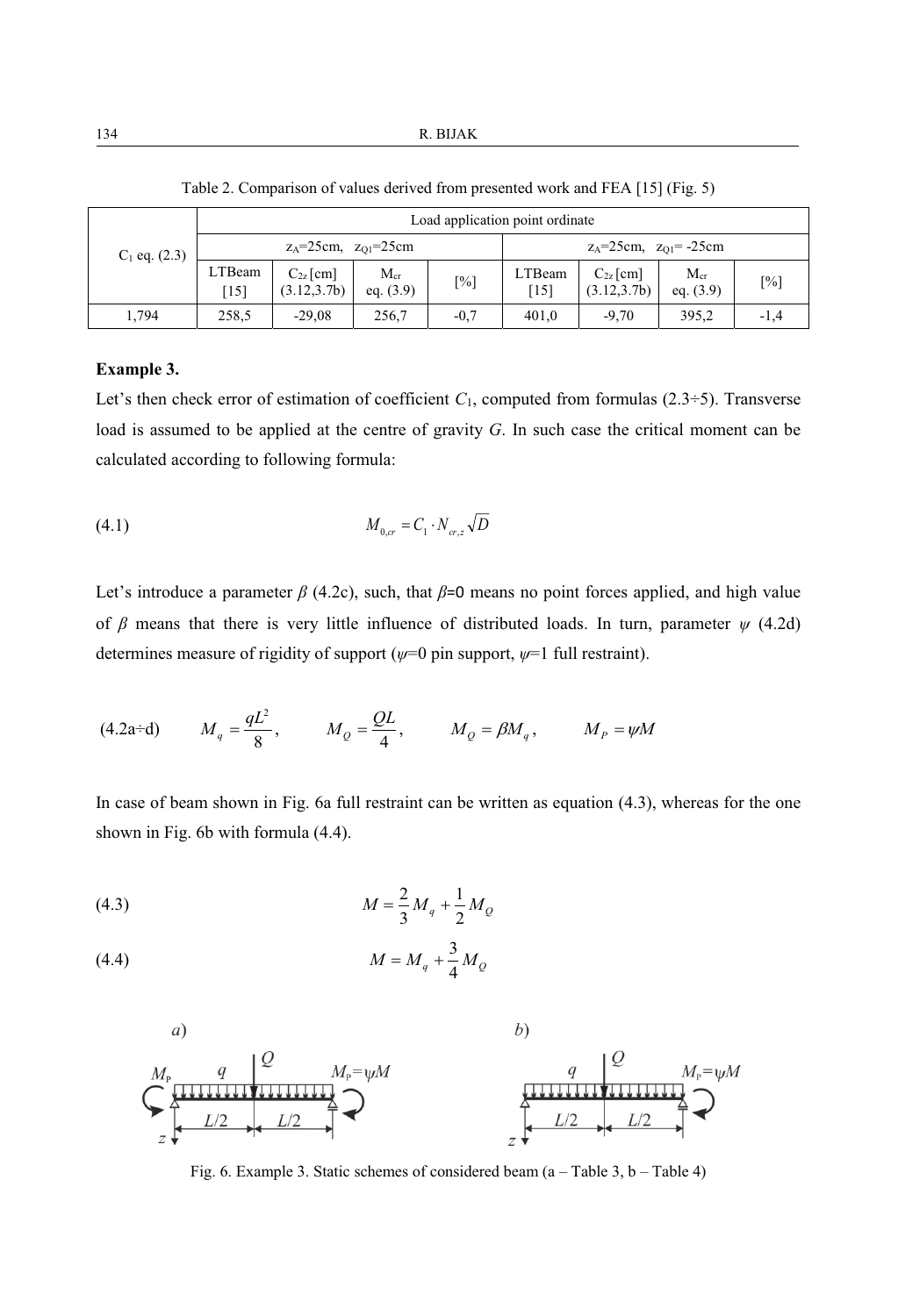Table 2. Comparison of values derived from presented work and FEA [15] (Fig. 5)

| $C_1$ eq. (2.3) | Load application point ordinate | | | | | | | |
|---|---|---|---|---|---|---|---|---|
| | $z_A$=25cm, $z_{Q1}$=25cm | | | | $z_A$=25cm, $z_{Q1}$= -25cm | | | |
| | LTBeam [15] | $C_{2z}$ [cm] (3.12,3.7b) | $M_{cr}$ eq. (3.9) | [%] | LTBeam [15] | $C_{2z}$ [cm] (3.12,3.7b) | $M_{cr}$ eq. (3.9) | [%] |
| 1,794 | 258,5 | -29,08 | 256,7 | -0,7 | 401,0 | -9,70 | 395,2 | -1,4 |

**Example 3.**

Let's then check error of estimation of coefficient $C_1$, computed from formulas (2.3÷5). Transverse load is assumed to be applied at the centre of gravity $G$. In such case the critical moment can be calculated according to following formula:

$$M_{0,cr} = C_1 \cdot N_{cr,z} \sqrt{D} \tag{4.1}$$

Let's introduce a parameter $\beta$ (4.2c), such, that $\beta$=0 means no point forces applied, and high value of $\beta$ means that there is very little influence of distributed loads. In turn, parameter $\psi$ (4.2d) determines measure of rigidity of support ($\psi$=0 pin support, $\psi$=1 full restraint).

$$M_q = \frac{qL^2}{8}, \qquad M_Q = \frac{QL}{4}, \qquad M_Q = \beta M_q, \qquad M_P = \psi M \tag{4.2a÷d}$$

In case of beam shown in Fig. 6a full restraint can be written as equation (4.3), whereas for the one shown in Fig. 6b with formula (4.4).

$$M = \frac{2}{3} M_q + \frac{1}{2} M_Q \tag{4.3}$$

$$M = M_q + \frac{3}{4} M_Q \tag{4.4}$$

Fig. 6. Example 3. Static schemes of considered beam (a – Table 3, b – Table 4)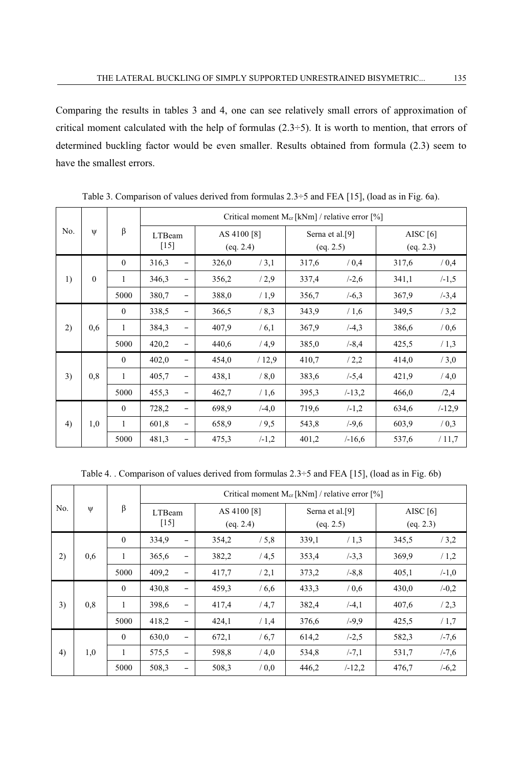Comparing the results in tables 3 and 4, one can see relatively small errors of approximation of critical moment calculated with the help of formulas (2.3÷5). It is worth to mention, that errors of determined buckling factor would be even smaller. Results obtained from formula (2.3) seem to have the smallest errors.

Table 3. Comparison of values derived from formulas 2.3÷5 and FEA [15], (load as in Fig. 6a).

| No. | ψ | β | Critical moment $M_{cr}$ [kNm] / relative error [%] | | | | | | | |
|---|---|---|---|---|---|---|---|---|---|---|
| | | | LTBeam [15] | | AS 4100 [8] (eq. 2.4) | | Serna et al.[9] (eq. 2.5) | | AISC [6] (eq. 2.3) | |
| 1) | 0 | 0 | 316,3 | – | 326,0 | / 3,1 | 317,6 | / 0,4 | 317,6 | / 0,4 |
| | | 1 | 346,3 | – | 356,2 | / 2,9 | 337,4 | /-2,6 | 341,1 | /-1,5 |
| | | 5000 | 380,7 | – | 388,0 | / 1,9 | 356,7 | /-6,3 | 367,9 | /-3,4 |
| 2) | 0,6 | 0 | 338,5 | – | 366,5 | / 8,3 | 343,9 | / 1,6 | 349,5 | / 3,2 |
| | | 1 | 384,3 | – | 407,9 | / 6,1 | 367,9 | /-4,3 | 386,6 | / 0,6 |
| | | 5000 | 420,2 | – | 440,6 | / 4,9 | 385,0 | /-8,4 | 425,5 | / 1,3 |
| 3) | 0,8 | 0 | 402,0 | – | 454,0 | / 12,9 | 410,7 | / 2,2 | 414,0 | / 3,0 |
| | | 1 | 405,7 | – | 438,1 | / 8,0 | 383,6 | /-5,4 | 421,9 | / 4,0 |
| | | 5000 | 455,3 | – | 462,7 | / 1,6 | 395,3 | /-13,2 | 466,0 | /2,4 |
| 4) | 1,0 | 0 | 728,2 | – | 698,9 | /-4,0 | 719,6 | /-1,2 | 634,6 | /-12,9 |
| | | 1 | 601,8 | – | 658,9 | / 9,5 | 543,8 | /-9,6 | 603,9 | / 0,3 |
| | | 5000 | 481,3 | – | 475,3 | /-1,2 | 401,2 | /-16,6 | 537,6 | / 11,7 |

Table 4. . Comparison of values derived from formulas 2.3÷5 and FEA [15], (load as in Fig. 6b)

| No. | ψ | β | Critical moment $M_{cr}$ [kNm] / relative error [%] | | | | | | | |
|---|---|---|---|---|---|---|---|---|---|---|
| | | | LTBeam [15] | | AS 4100 [8] (eq. 2.4) | | Serna et al.[9] (eq. 2.5) | | AISC [6] (eq. 2.3) | |
| 2) | 0,6 | 0 | 334,9 | – | 354,2 | / 5,8 | 339,1 | / 1,3 | 345,5 | / 3,2 |
| | | 1 | 365,6 | – | 382,2 | / 4,5 | 353,4 | /-3,3 | 369,9 | / 1,2 |
| | | 5000 | 409,2 | – | 417,7 | / 2,1 | 373,2 | /-8,8 | 405,1 | /-1,0 |
| 3) | 0,8 | 0 | 430,8 | – | 459,3 | / 6,6 | 433,3 | / 0,6 | 430,0 | /-0,2 |
| | | 1 | 398,6 | – | 417,4 | / 4,7 | 382,4 | /-4,1 | 407,6 | / 2,3 |
| | | 5000 | 418,2 | – | 424,1 | / 1,4 | 376,6 | /-9,9 | 425,5 | / 1,7 |
| 4) | 1,0 | 0 | 630,0 | – | 672,1 | / 6,7 | 614,2 | /-2,5 | 582,3 | /-7,6 |
| | | 1 | 575,5 | – | 598,8 | / 4,0 | 534,8 | /-7,1 | 531,7 | /-7,6 |
| | | 5000 | 508,3 | – | 508,3 | / 0,0 | 446,2 | /-12,2 | 476,7 | /-6,2 |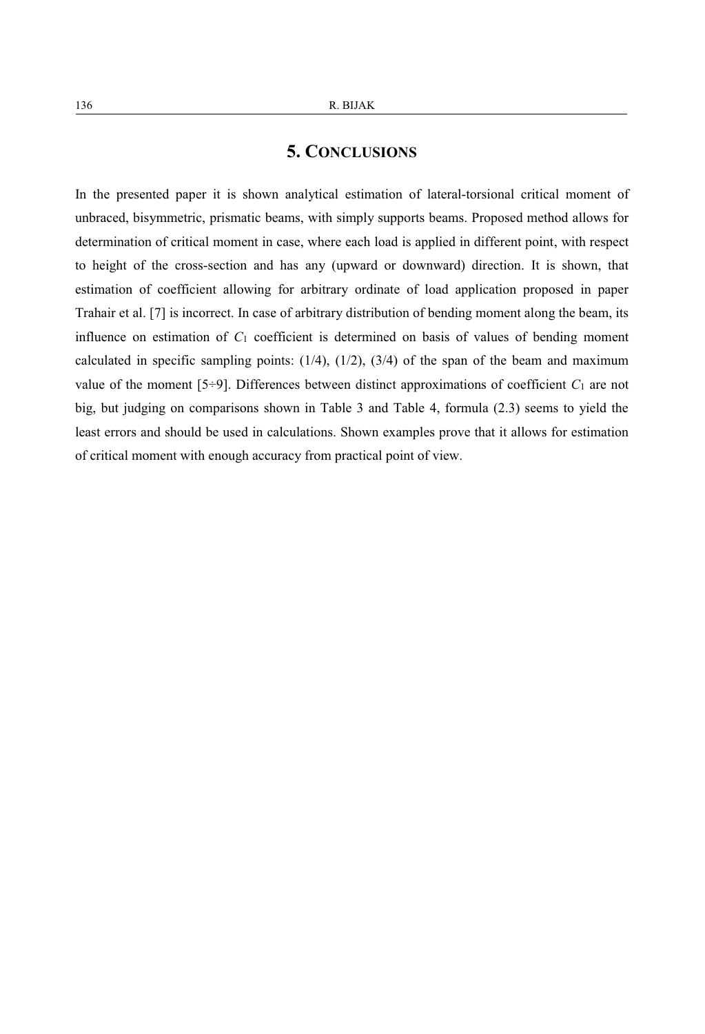## 5. Conclusions

In the presented paper it is shown analytical estimation of lateral-torsional critical moment of unbraced, bisymmetric, prismatic beams, with simply supports beams. Proposed method allows for determination of critical moment in case, where each load is applied in different point, with respect to height of the cross-section and has any (upward or downward) direction. It is shown, that estimation of coefficient allowing for arbitrary ordinate of load application proposed in paper Trahair et al. [7] is incorrect. In case of arbitrary distribution of bending moment along the beam, its influence on estimation of $C_1$ coefficient is determined on basis of values of bending moment calculated in specific sampling points: (1/4), (1/2), (3/4) of the span of the beam and maximum value of the moment [5÷9]. Differences between distinct approximations of coefficient $C_1$ are not big, but judging on comparisons shown in Table 3 and Table 4, formula (2.3) seems to yield the least errors and should be used in calculations. Shown examples prove that it allows for estimation of critical moment with enough accuracy from practical point of view.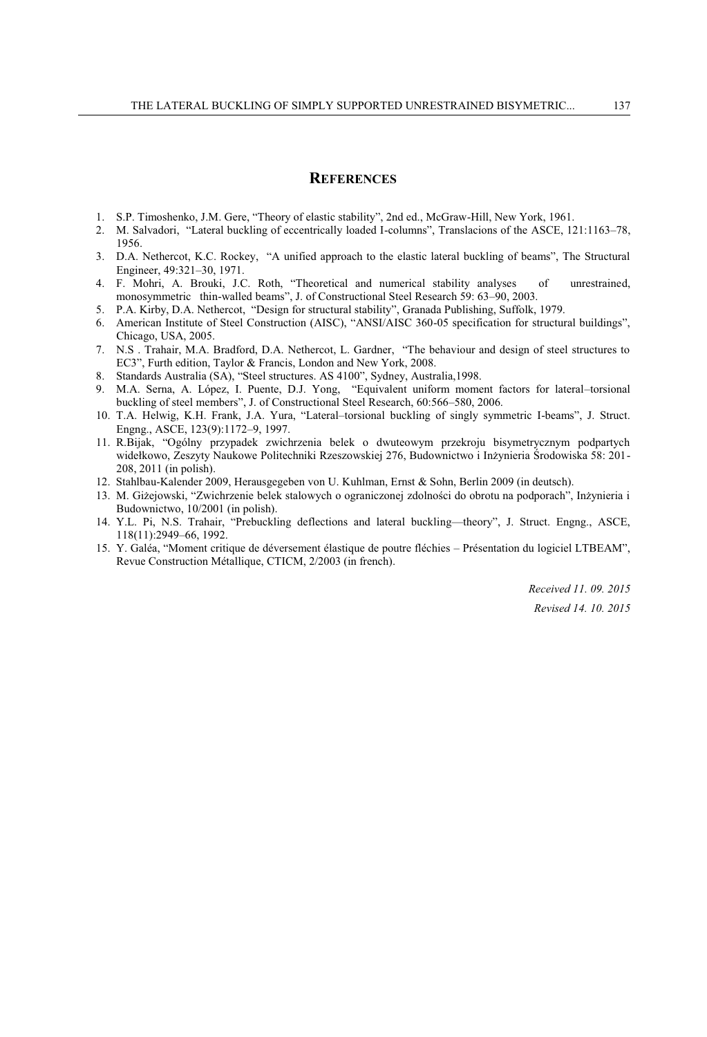## REFERENCES

1. S.P. Timoshenko, J.M. Gere, "Theory of elastic stability", 2nd ed., McGraw-Hill, New York, 1961.
2. M. Salvadori, "Lateral buckling of eccentrically loaded I-columns", Translacions of the ASCE, 121:1163–78, 1956.
3. D.A. Nethercot, K.C. Rockey, "A unified approach to the elastic lateral buckling of beams", The Structural Engineer, 49:321–30, 1971.
4. F. Mohri, A. Brouki, J.C. Roth, "Theoretical and numerical stability analyses of unrestrained, monosymmetric thin-walled beams", J. of Constructional Steel Research 59: 63–90, 2003.
5. P.A. Kirby, D.A. Nethercot, "Design for structural stability", Granada Publishing, Suffolk, 1979.
6. American Institute of Steel Construction (AISC), "ANSI/AISC 360-05 specification for structural buildings", Chicago, USA, 2005.
7. N.S . Trahair, M.A. Bradford, D.A. Nethercot, L. Gardner, "The behaviour and design of steel structures to EC3", Furth edition, Taylor & Francis, London and New York, 2008.
8. Standards Australia (SA), "Steel structures. AS 4100", Sydney, Australia,1998.
9. M.A. Serna, A. López, I. Puente, D.J. Yong, "Equivalent uniform moment factors for lateral–torsional buckling of steel members", J. of Constructional Steel Research, 60:566–580, 2006.
10. T.A. Helwig, K.H. Frank, J.A. Yura, "Lateral–torsional buckling of singly symmetric I-beams", J. Struct. Engng., ASCE, 123(9):1172–9, 1997.
11. R.Bijak, "Ogólny przypadek zwichrzenia belek o dwuteowym przekroju bisymetrycznym podpartych widełkowo, Zeszyty Naukowe Politechniki Rzeszowskiej 276, Budownictwo i Inżynieria Środowiska 58: 201-208, 2011 (in polish).
12. Stahlbau-Kalender 2009, Herausgegeben von U. Kuhlman, Ernst & Sohn, Berlin 2009 (in deutsch).
13. M. Giżejowski, "Zwichrzenie belek stalowych o ograniczonej zdolności do obrotu na podporach", Inżynieria i Budownictwo, 10/2001 (in polish).
14. Y.L. Pi, N.S. Trahair, "Prebuckling deflections and lateral buckling—theory", J. Struct. Engng., ASCE, 118(11):2949–66, 1992.
15. Y. Galéa, "Moment critique de déversement élastique de poutre fléchies – Présentation du logiciel LTBEAM", Revue Construction Métallique, CTICM, 2/2003 (in french).

*Received 11. 09. 2015*

*Revised 14. 10. 2015*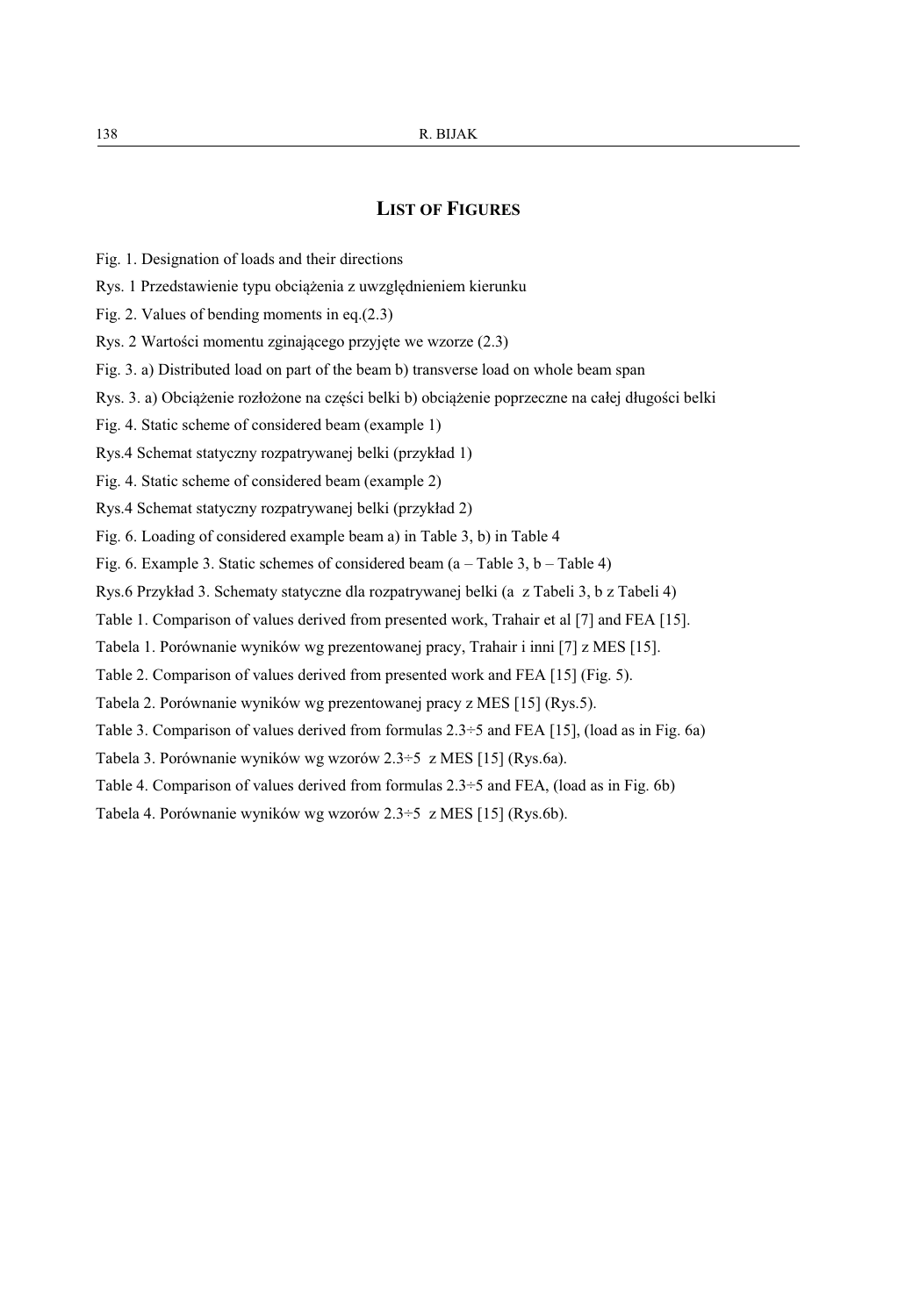## LIST OF FIGURES

Fig. 1. Designation of loads and their directions

Rys. 1 Przedstawienie typu obciążenia z uwzględnieniem kierunku

Fig. 2. Values of bending moments in eq.(2.3)

Rys. 2 Wartości momentu zginającego przyjęte we wzorze (2.3)

Fig. 3. a) Distributed load on part of the beam b) transverse load on whole beam span

Rys. 3. a) Obciążenie rozłożone na części belki b) obciążenie poprzeczne na całej długości belki

Fig. 4. Static scheme of considered beam (example 1)

Rys.4 Schemat statyczny rozpatrywanej belki (przykład 1)

Fig. 4. Static scheme of considered beam (example 2)

Rys.4 Schemat statyczny rozpatrywanej belki (przykład 2)

Fig. 6. Loading of considered example beam a) in Table 3, b) in Table 4

Fig. 6. Example 3. Static schemes of considered beam (a – Table 3, b – Table 4)

Rys.6 Przykład 3. Schematy statyczne dla rozpatrywanej belki (a z Tabeli 3, b z Tabeli 4)

Table 1. Comparison of values derived from presented work, Trahair et al [7] and FEA [15].

Tabela 1. Porównanie wyników wg prezentowanej pracy, Trahair i inni [7] z MES [15].

Table 2. Comparison of values derived from presented work and FEA [15] (Fig. 5).

Tabela 2. Porównanie wyników wg prezentowanej pracy z MES [15] (Rys.5).

Table 3. Comparison of values derived from formulas 2.3÷5 and FEA [15], (load as in Fig. 6a)

Tabela 3. Porównanie wyników wg wzorów 2.3÷5 z MES [15] (Rys.6a).

Table 4. Comparison of values derived from formulas 2.3÷5 and FEA, (load as in Fig. 6b)

Tabela 4. Porównanie wyników wg wzorów 2.3÷5 z MES [15] (Rys.6b).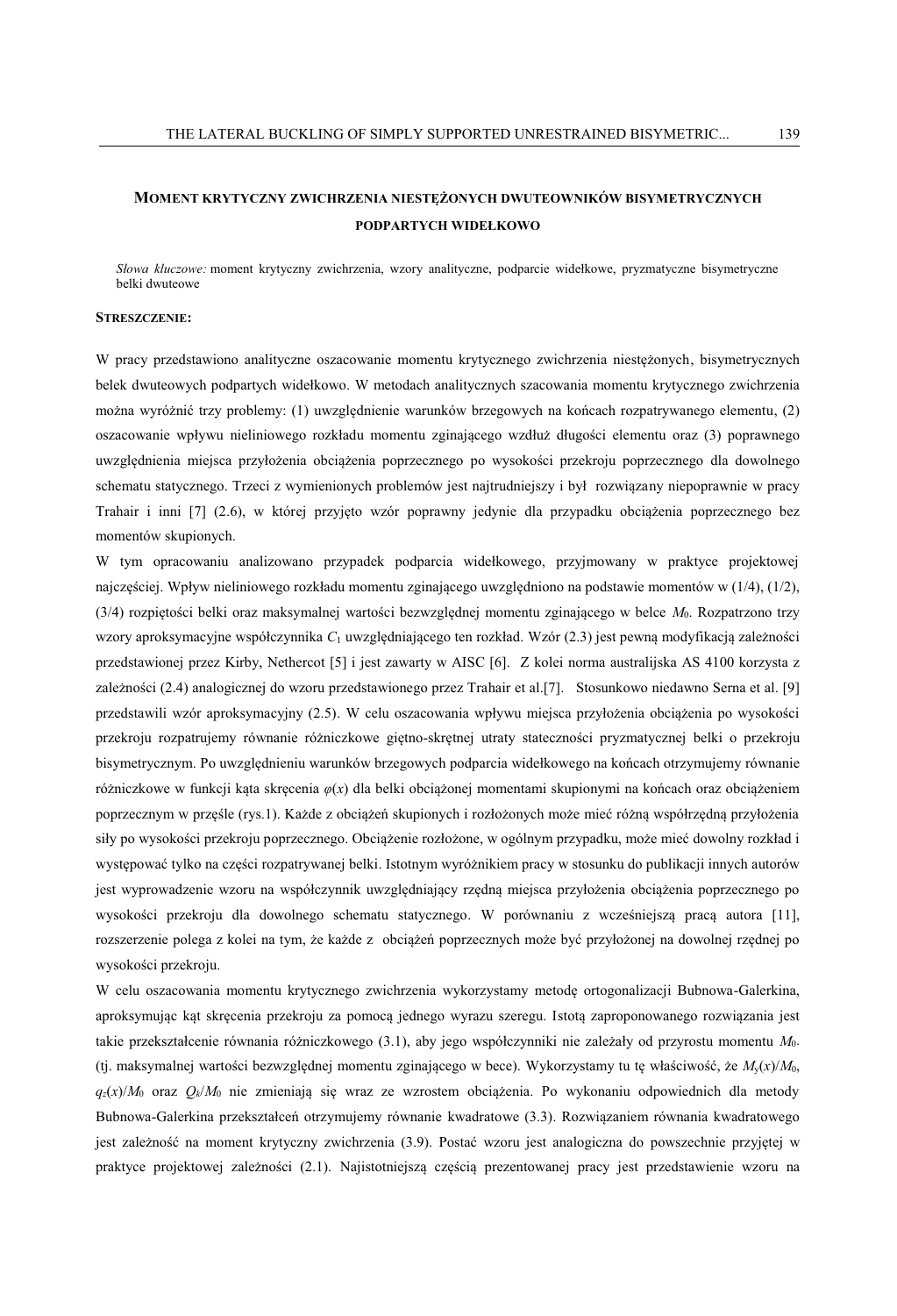## MOMENT KRYTYCZNY ZWICHRZENIA NIESTĘŻONYCH DWUTEOWNIKÓW BISYMETRYCZNYCH PODPARTYCH WIDEŁKOWO

*Słowa kluczowe:* moment krytyczny zwichrzenia, wzory analityczne, podparcie widełkowe, pryzmatyczne bisymetryczne belki dwuteowe

**STRESZCZENIE:**

W pracy przedstawiono analityczne oszacowanie momentu krytycznego zwichrzenia niestężonych, bisymetrycznych belek dwuteowych podpartych widełkowo. W metodach analitycznych szacowania momentu krytycznego zwichrzenia można wyróżnić trzy problemy: (1) uwzględnienie warunków brzegowych na końcach rozpatrywanego elementu, (2) oszacowanie wpływu nieliniowego rozkładu momentu zginającego wzdłuż długości elementu oraz (3) poprawnego uwzględnienia miejsca przyłożenia obciążenia poprzecznego po wysokości przekroju poprzecznego dla dowolnego schematu statycznego. Trzeci z wymienionych problemów jest najtrudniejszy i był rozwiązany niepoprawnie w pracy Trahair i inni [7] (2.6), w której przyjęto wzór poprawny jedynie dla przypadku obciążenia poprzecznego bez momentów skupionych.

W tym opracowaniu analizowano przypadek podparcia widełkowego, przyjmowany w praktyce projektowej najczęściej. Wpływ nieliniowego rozkładu momentu zginającego uwzględniono na podstawie momentów w (1/4), (1/2), (3/4) rozpiętości belki oraz maksymalnej wartości bezwzględnej momentu zginającego w belce $M_0$. Rozpatrzono trzy wzory aproksymacyjne współczynnika $C_1$ uwzględniającego ten rozkład. Wzór (2.3) jest pewną modyfikacją zależności przedstawionej przez Kirby, Nethercot [5] i jest zawarty w AISC [6]. Z kolei norma australijska AS 4100 korzysta z zależności (2.4) analogicznej do wzoru przedstawionego przez Trahair et al.[7]. Stosunkowo niedawno Serna et al. [9] przedstawili wzór aproksymacyjny (2.5). W celu oszacowania wpływu miejsca przyłożenia obciążenia po wysokości przekroju rozpatrujemy równanie różniczkowe giętno-skrętnej utraty stateczności pryzmatycznej belki o przekroju bisymetrycznym. Po uwzględnieniu warunków brzegowych podparcia widełkowego na końcach otrzymujemy równanie różniczkowe w funkcji kąta skręcenia $\varphi(x)$ dla belki obciążonej momentami skupionymi na końcach oraz obciążeniem poprzecznym w przęśle (rys.1). Każde z obciążeń skupionych i rozłożonych może mieć różną współrzędną przyłożenia siły po wysokości przekroju poprzecznego. Obciążenie rozłożone, w ogólnym przypadku, może mieć dowolny rozkład i występować tylko na części rozpatrywanej belki. Istotnym wyróżnikiem pracy w stosunku do publikacji innych autorów jest wyprowadzenie wzoru na współczynnik uwzględniający rzędną miejsca przyłożenia obciążenia poprzecznego po wysokości przekroju dla dowolnego schematu statycznego. W porównaniu z wcześniejszą pracą autora [11], rozszerzenie polega z kolei na tym, że każde z obciążeń poprzecznych może być przyłożonej na dowolnej rzędnej po wysokości przekroju.

W celu oszacowania momentu krytycznego zwichrzenia wykorzystamy metodę ortogonalizacji Bubnowa-Galerkina, aproksymując kąt skręcenia przekroju za pomocą jednego wyrazu szeregu. Istotą zaproponowanego rozwiązania jest takie przekształcenie równania różniczkowego (3.1), aby jego współczynniki nie zależały od przyrostu momentu $M_0$. (tj. maksymalnej wartości bezwzględnej momentu zginającego w bece). Wykorzystamy tu tę właściwość, że $M_y(x)/M_0$, $q_z(x)/M_0$ oraz $Q_k/M_0$ nie zmieniają się wraz ze wzrostem obciążenia. Po wykonaniu odpowiednich dla metody Bubnowa-Galerkina przekształceń otrzymujemy równanie kwadratowe (3.3). Rozwiązaniem równania kwadratowego jest zależność na moment krytyczny zwichrzenia (3.9). Postać wzoru jest analogiczna do powszechnie przyjętej w praktyce projektowej zależności (2.1). Najistotniejszą częścią prezentowanej pracy jest przedstawienie wzoru na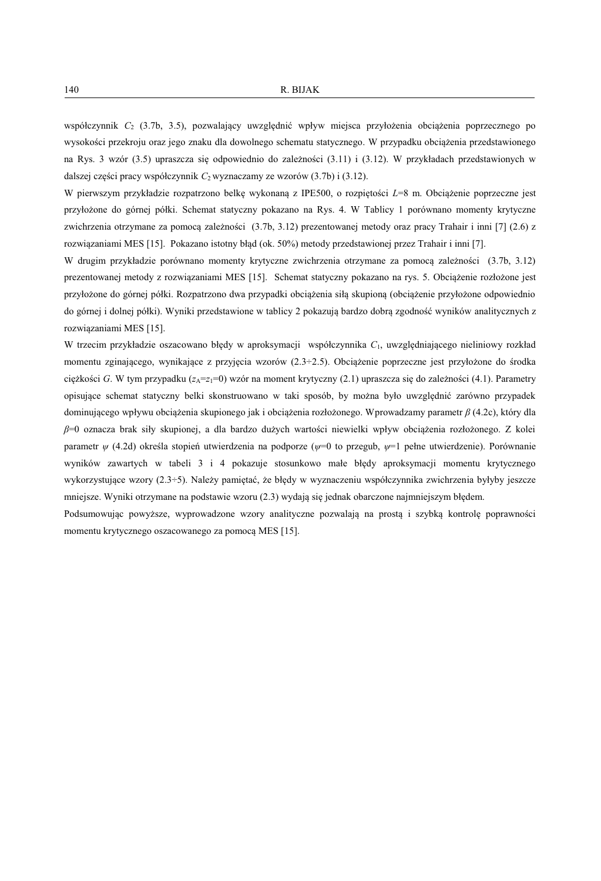współczynnik $C_2$ (3.7b, 3.5), pozwalający uwzględnić wpływ miejsca przyłożenia obciążenia poprzecznego po wysokości przekroju oraz jego znaku dla dowolnego schematu statycznego. W przypadku obciążenia przedstawionego na Rys. 3 wzór (3.5) upraszcza się odpowiednio do zależności (3.11) i (3.12). W przykładach przedstawionych w dalszej części pracy współczynnik $C_2$ wyznaczamy ze wzorów (3.7b) i (3.12).

W pierwszym przykładzie rozpatrzono belkę wykonaną z IPE500, o rozpiętości $L$=8 m. Obciążenie poprzeczne jest przyłożone do górnej półki. Schemat statyczny pokazano na Rys. 4. W Tablicy 1 porównano momenty krytyczne zwichrzenia otrzymane za pomocą zależności (3.7b, 3.12) prezentowanej metody oraz pracy Trahair i inni [7] (2.6) z rozwiązaniami MES [15]. Pokazano istotny błąd (ok. 50%) metody przedstawionej przez Trahair i inni [7].

W drugim przykładzie porównano momenty krytyczne zwichrzenia otrzymane za pomocą zależności (3.7b, 3.12) prezentowanej metody z rozwiązaniami MES [15]. Schemat statyczny pokazano na rys. 5. Obciążenie rozłożone jest przyłożone do górnej półki. Rozpatrzono dwa przypadki obciążenia siłą skupioną (obciążenie przyłożone odpowiednio do górnej i dolnej półki). Wyniki przedstawione w tablicy 2 pokazują bardzo dobrą zgodność wyników analitycznych z rozwiązaniami MES [15].

W trzecim przykładzie oszacowano błędy w aproksymacji współczynnika $C_1$, uwzględniającego nieliniowy rozkład momentu zginającego, wynikające z przyjęcia wzorów (2.3÷2.5). Obciążenie poprzeczne jest przyłożone do środka ciężkości $G$. W tym przypadku ($z_A$=$z_1$=0) wzór na moment krytyczny (2.1) upraszcza się do zależności (4.1). Parametry opisujące schemat statyczny belki skonstruowano w taki sposób, by można było uwzględnić zarówno przypadek dominującego wpływu obciążenia skupionego jak i obciążenia rozłożonego. Wprowadzamy parametr $\beta$ (4.2c), który dla $\beta$=0 oznacza brak siły skupionej, a dla bardzo dużych wartości niewielki wpływ obciążenia rozłożonego. Z kolei parametr $\psi$ (4.2d) określa stopień utwierdzenia na podporze ($\psi$=0 to przegub, $\psi$=1 pełne utwierdzenie). Porównanie wyników zawartych w tabeli 3 i 4 pokazuje stosunkowo małe błędy aproksymacji momentu krytycznego wykorzystujące wzory (2.3÷5). Należy pamiętać, że błędy w wyznaczeniu współczynnika zwichrzenia byłyby jeszcze mniejsze. Wyniki otrzymane na podstawie wzoru (2.3) wydają się jednak obarczone najmniejszym błędem.

Podsumowując powyższe, wyprowadzone wzory analityczne pozwalają na prostą i szybką kontrolę poprawności momentu krytycznego oszacowanego za pomocą MES [15].